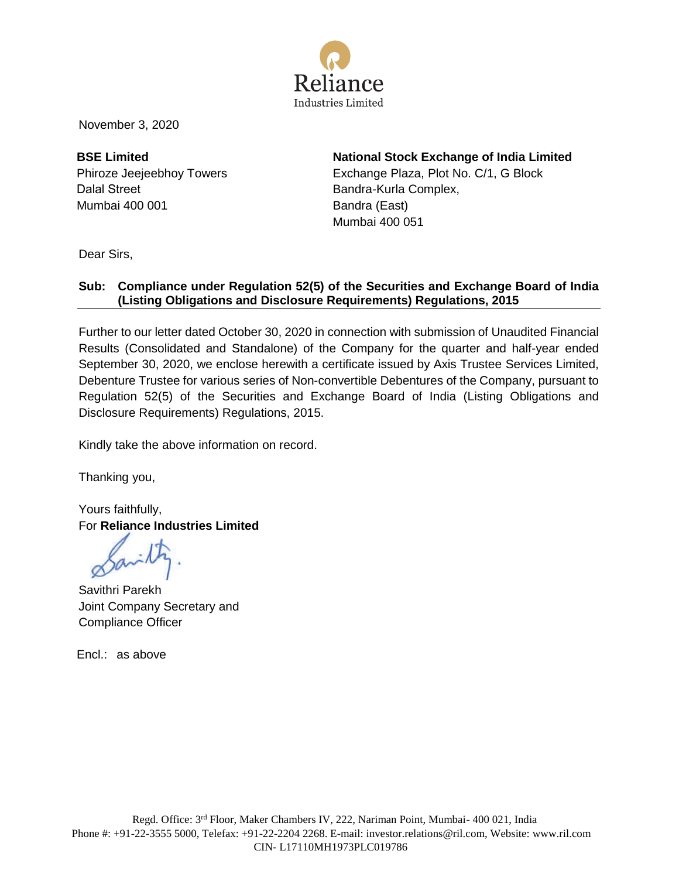Reliance
Industries Limited

November 3, 2020

**BSE Limited**
Phiroze Jeejeebhoy Towers
Dalal Street
Mumbai 400 001

**National Stock Exchange of India Limited**
Exchange Plaza, Plot No. C/1, G Block
Bandra-Kurla Complex,
Bandra (East)
Mumbai 400 051

Dear Sirs,

**Sub: Compliance under Regulation 52(5) of the Securities and Exchange Board of India (Listing Obligations and Disclosure Requirements) Regulations, 2015**

Further to our letter dated October 30, 2020 in connection with submission of Unaudited Financial Results (Consolidated and Standalone) of the Company for the quarter and half-year ended September 30, 2020, we enclose herewith a certificate issued by Axis Trustee Services Limited, Debenture Trustee for various series of Non-convertible Debentures of the Company, pursuant to Regulation 52(5) of the Securities and Exchange Board of India (Listing Obligations and Disclosure Requirements) Regulations, 2015.

Kindly take the above information on record.

Thanking you,

Yours faithfully,
For **Reliance Industries Limited**

Savithri Parekh
Joint Company Secretary and
Compliance Officer

Encl.: as above

Regd. Office: 3rd Floor, Maker Chambers IV, 222, Nariman Point, Mumbai- 400 021, India
Phone #: +91-22-3555 5000, Telefax: +91-22-2204 2268. E-mail: investor.relations@ril.com, Website: www.ril.com
CIN- L17110MH1973PLC019786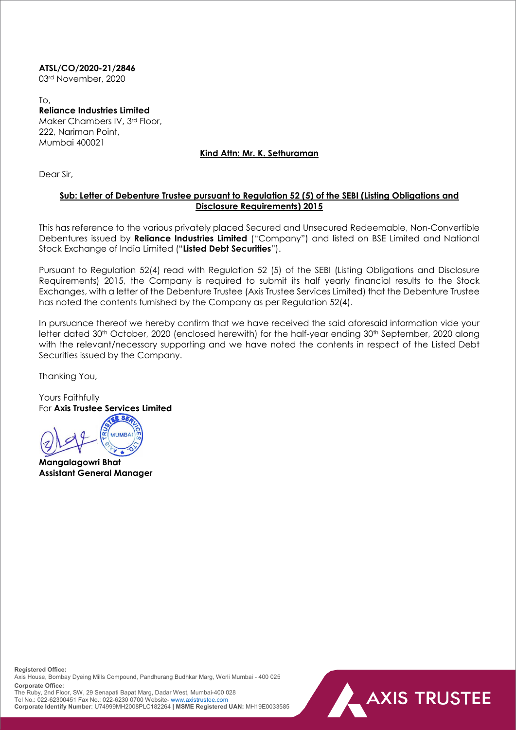**ATSL/CO/2020-21/2846**
03rd November, 2020

To,
**Reliance Industries Limited**
Maker Chambers IV, 3rd Floor,
222, Nariman Point,
Mumbai 400021

**Kind Attn: Mr. K. Sethuraman**

Dear Sir,

**Sub: Letter of Debenture Trustee pursuant to Regulation 52 (5) of the SEBI (Listing Obligations and Disclosure Requirements) 2015**

This has reference to the various privately placed Secured and Unsecured Redeemable, Non-Convertible Debentures issued by **Reliance Industries Limited** ("Company") and listed on BSE Limited and National Stock Exchange of India Limited ("**Listed Debt Securities**").

Pursuant to Regulation 52(4) read with Regulation 52 (5) of the SEBI (Listing Obligations and Disclosure Requirements) 2015, the Company is required to submit its half yearly financial results to the Stock Exchanges, with a letter of the Debenture Trustee (Axis Trustee Services Limited) that the Debenture Trustee has noted the contents furnished by the Company as per Regulation 52(4).

In pursuance thereof we hereby confirm that we have received the said aforesaid information vide your letter dated 30th October, 2020 (enclosed herewith) for the half-year ending 30th September, 2020 along with the relevant/necessary supporting and we have noted the contents in respect of the Listed Debt Securities issued by the Company.

Thanking You,

Yours Faithfully
For **Axis Trustee Services Limited**

**Mangalagowri Bhat**
**Assistant General Manager**

**Registered Office:**
Axis House, Bombay Dyeing Mills Compound, Pandhurang Budhkar Marg, Worli Mumbai - 400 025
**Corporate Office:**
The Ruby, 2nd Floor, SW, 29 Senapati Bapat Marg, Dadar West, Mumbai-400 028
Tel No.: 022-62300451 Fax No.: 022-6230 0700 Website- www.axistrustee.com
**Corporate Identify Number**: U74999MH2008PLC182264 **| MSME Registered UAN:** MH19E0033585

AXIS TRUSTEE